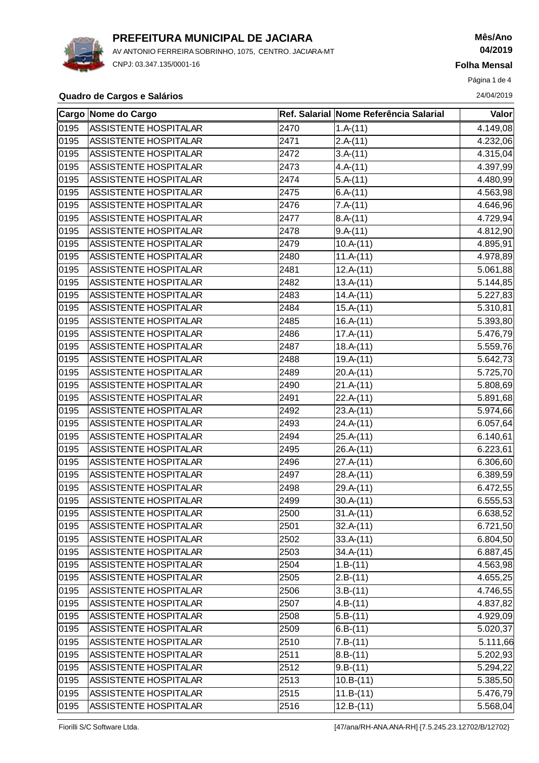# PREFEITURA MUNICIPAL DE JACIARA

AV ANTONIO FERREIRA SOBRINHO, 1075, CENTRO. JACIARA-MT

CNPJ: 03.347.135/0001-16

**Mês/Ano**
**04/2019**

**Folha Mensal**

24/04/2019

**Quadro de Cargos e Salários**

| Cargo | Nome do Cargo | Ref. Salarial | Nome Referência Salarial | Valor |
|---|---|---|---|---|
| 0195 | ASSISTENTE HOSPITALAR | 2470 | 1.A-(11) | 4.149,08 |
| 0195 | ASSISTENTE HOSPITALAR | 2471 | 2.A-(11) | 4.232,06 |
| 0195 | ASSISTENTE HOSPITALAR | 2472 | 3.A-(11) | 4.315,04 |
| 0195 | ASSISTENTE HOSPITALAR | 2473 | 4.A-(11) | 4.397,99 |
| 0195 | ASSISTENTE HOSPITALAR | 2474 | 5.A-(11) | 4.480,99 |
| 0195 | ASSISTENTE HOSPITALAR | 2475 | 6.A-(11) | 4.563,98 |
| 0195 | ASSISTENTE HOSPITALAR | 2476 | 7.A-(11) | 4.646,96 |
| 0195 | ASSISTENTE HOSPITALAR | 2477 | 8.A-(11) | 4.729,94 |
| 0195 | ASSISTENTE HOSPITALAR | 2478 | 9.A-(11) | 4.812,90 |
| 0195 | ASSISTENTE HOSPITALAR | 2479 | 10.A-(11) | 4.895,91 |
| 0195 | ASSISTENTE HOSPITALAR | 2480 | 11.A-(11) | 4.978,89 |
| 0195 | ASSISTENTE HOSPITALAR | 2481 | 12.A-(11) | 5.061,88 |
| 0195 | ASSISTENTE HOSPITALAR | 2482 | 13.A-(11) | 5.144,85 |
| 0195 | ASSISTENTE HOSPITALAR | 2483 | 14.A-(11) | 5.227,83 |
| 0195 | ASSISTENTE HOSPITALAR | 2484 | 15.A-(11) | 5.310,81 |
| 0195 | ASSISTENTE HOSPITALAR | 2485 | 16.A-(11) | 5.393,80 |
| 0195 | ASSISTENTE HOSPITALAR | 2486 | 17.A-(11) | 5.476,79 |
| 0195 | ASSISTENTE HOSPITALAR | 2487 | 18.A-(11) | 5.559,76 |
| 0195 | ASSISTENTE HOSPITALAR | 2488 | 19.A-(11) | 5.642,73 |
| 0195 | ASSISTENTE HOSPITALAR | 2489 | 20.A-(11) | 5.725,70 |
| 0195 | ASSISTENTE HOSPITALAR | 2490 | 21.A-(11) | 5.808,69 |
| 0195 | ASSISTENTE HOSPITALAR | 2491 | 22.A-(11) | 5.891,68 |
| 0195 | ASSISTENTE HOSPITALAR | 2492 | 23.A-(11) | 5.974,66 |
| 0195 | ASSISTENTE HOSPITALAR | 2493 | 24.A-(11) | 6.057,64 |
| 0195 | ASSISTENTE HOSPITALAR | 2494 | 25.A-(11) | 6.140,61 |
| 0195 | ASSISTENTE HOSPITALAR | 2495 | 26.A-(11) | 6.223,61 |
| 0195 | ASSISTENTE HOSPITALAR | 2496 | 27.A-(11) | 6.306,60 |
| 0195 | ASSISTENTE HOSPITALAR | 2497 | 28.A-(11) | 6.389,59 |
| 0195 | ASSISTENTE HOSPITALAR | 2498 | 29.A-(11) | 6.472,55 |
| 0195 | ASSISTENTE HOSPITALAR | 2499 | 30.A-(11) | 6.555,53 |
| 0195 | ASSISTENTE HOSPITALAR | 2500 | 31.A-(11) | 6.638,52 |
| 0195 | ASSISTENTE HOSPITALAR | 2501 | 32.A-(11) | 6.721,50 |
| 0195 | ASSISTENTE HOSPITALAR | 2502 | 33.A-(11) | 6.804,50 |
| 0195 | ASSISTENTE HOSPITALAR | 2503 | 34.A-(11) | 6.887,45 |
| 0195 | ASSISTENTE HOSPITALAR | 2504 | 1.B-(11) | 4.563,98 |
| 0195 | ASSISTENTE HOSPITALAR | 2505 | 2.B-(11) | 4.655,25 |
| 0195 | ASSISTENTE HOSPITALAR | 2506 | 3.B-(11) | 4.746,55 |
| 0195 | ASSISTENTE HOSPITALAR | 2507 | 4.B-(11) | 4.837,82 |
| 0195 | ASSISTENTE HOSPITALAR | 2508 | 5.B-(11) | 4.929,09 |
| 0195 | ASSISTENTE HOSPITALAR | 2509 | 6.B-(11) | 5.020,37 |
| 0195 | ASSISTENTE HOSPITALAR | 2510 | 7.B-(11) | 5.111,66 |
| 0195 | ASSISTENTE HOSPITALAR | 2511 | 8.B-(11) | 5.202,93 |
| 0195 | ASSISTENTE HOSPITALAR | 2512 | 9.B-(11) | 5.294,22 |
| 0195 | ASSISTENTE HOSPITALAR | 2513 | 10.B-(11) | 5.385,50 |
| 0195 | ASSISTENTE HOSPITALAR | 2515 | 11.B-(11) | 5.476,79 |
| 0195 | ASSISTENTE HOSPITALAR | 2516 | 12.B-(11) | 5.568,04 |

Fiorilli S/C Software Ltda. [47/ana/RH-ANA.ANA-RH] {7.5.245.23.12702/B/12702}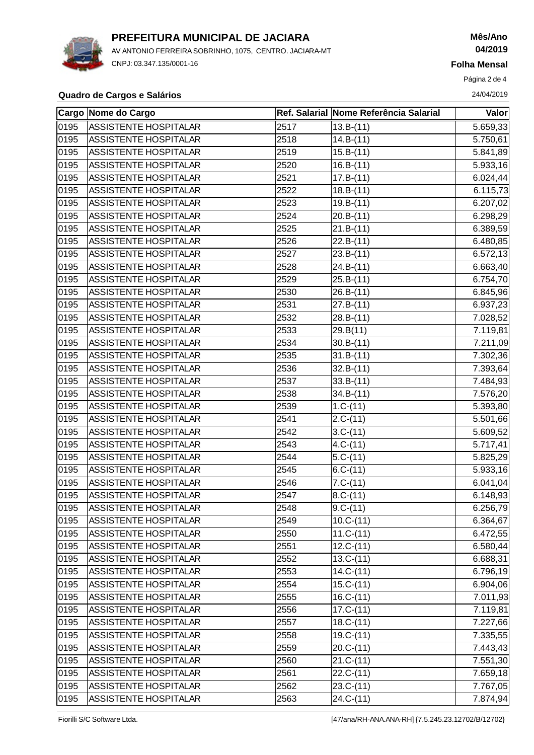# PREFEITURA MUNICIPAL DE JACIARA

AV ANTONIO FERREIRA SOBRINHO, 1075, CENTRO. JACIARA-MT

CNPJ: 03.347.135/0001-16

**Mês/Ano**
**04/2019**

**Folha Mensal**

**Quadro de Cargos e Salários**

24/04/2019

| Cargo | Nome do Cargo | Ref. Salarial | Nome Referência Salarial | Valor |
|---|---|---|---|---|
| 0195 | ASSISTENTE HOSPITALAR | 2517 | 13.B-(11) | 5.659,33 |
| 0195 | ASSISTENTE HOSPITALAR | 2518 | 14.B-(11) | 5.750,61 |
| 0195 | ASSISTENTE HOSPITALAR | 2519 | 15.B-(11) | 5.841,89 |
| 0195 | ASSISTENTE HOSPITALAR | 2520 | 16.B-(11) | 5.933,16 |
| 0195 | ASSISTENTE HOSPITALAR | 2521 | 17.B-(11) | 6.024,44 |
| 0195 | ASSISTENTE HOSPITALAR | 2522 | 18.B-(11) | 6.115,73 |
| 0195 | ASSISTENTE HOSPITALAR | 2523 | 19.B-(11) | 6.207,02 |
| 0195 | ASSISTENTE HOSPITALAR | 2524 | 20.B-(11) | 6.298,29 |
| 0195 | ASSISTENTE HOSPITALAR | 2525 | 21.B-(11) | 6.389,59 |
| 0195 | ASSISTENTE HOSPITALAR | 2526 | 22.B-(11) | 6.480,85 |
| 0195 | ASSISTENTE HOSPITALAR | 2527 | 23.B-(11) | 6.572,13 |
| 0195 | ASSISTENTE HOSPITALAR | 2528 | 24.B-(11) | 6.663,40 |
| 0195 | ASSISTENTE HOSPITALAR | 2529 | 25.B-(11) | 6.754,70 |
| 0195 | ASSISTENTE HOSPITALAR | 2530 | 26.B-(11) | 6.845,96 |
| 0195 | ASSISTENTE HOSPITALAR | 2531 | 27.B-(11) | 6.937,23 |
| 0195 | ASSISTENTE HOSPITALAR | 2532 | 28.B-(11) | 7.028,52 |
| 0195 | ASSISTENTE HOSPITALAR | 2533 | 29.B(11) | 7.119,81 |
| 0195 | ASSISTENTE HOSPITALAR | 2534 | 30.B-(11) | 7.211,09 |
| 0195 | ASSISTENTE HOSPITALAR | 2535 | 31.B-(11) | 7.302,36 |
| 0195 | ASSISTENTE HOSPITALAR | 2536 | 32.B-(11) | 7.393,64 |
| 0195 | ASSISTENTE HOSPITALAR | 2537 | 33.B-(11) | 7.484,93 |
| 0195 | ASSISTENTE HOSPITALAR | 2538 | 34.B-(11) | 7.576,20 |
| 0195 | ASSISTENTE HOSPITALAR | 2539 | 1.C-(11) | 5.393,80 |
| 0195 | ASSISTENTE HOSPITALAR | 2541 | 2.C-(11) | 5.501,66 |
| 0195 | ASSISTENTE HOSPITALAR | 2542 | 3.C-(11) | 5.609,52 |
| 0195 | ASSISTENTE HOSPITALAR | 2543 | 4.C-(11) | 5.717,41 |
| 0195 | ASSISTENTE HOSPITALAR | 2544 | 5.C-(11) | 5.825,29 |
| 0195 | ASSISTENTE HOSPITALAR | 2545 | 6.C-(11) | 5.933,16 |
| 0195 | ASSISTENTE HOSPITALAR | 2546 | 7.C-(11) | 6.041,04 |
| 0195 | ASSISTENTE HOSPITALAR | 2547 | 8.C-(11) | 6.148,93 |
| 0195 | ASSISTENTE HOSPITALAR | 2548 | 9.C-(11) | 6.256,79 |
| 0195 | ASSISTENTE HOSPITALAR | 2549 | 10.C-(11) | 6.364,67 |
| 0195 | ASSISTENTE HOSPITALAR | 2550 | 11.C-(11) | 6.472,55 |
| 0195 | ASSISTENTE HOSPITALAR | 2551 | 12.C-(11) | 6.580,44 |
| 0195 | ASSISTENTE HOSPITALAR | 2552 | 13.C-(11) | 6.688,31 |
| 0195 | ASSISTENTE HOSPITALAR | 2553 | 14.C-(11) | 6.796,19 |
| 0195 | ASSISTENTE HOSPITALAR | 2554 | 15.C-(11) | 6.904,06 |
| 0195 | ASSISTENTE HOSPITALAR | 2555 | 16.C-(11) | 7.011,93 |
| 0195 | ASSISTENTE HOSPITALAR | 2556 | 17.C-(11) | 7.119,81 |
| 0195 | ASSISTENTE HOSPITALAR | 2557 | 18.C-(11) | 7.227,66 |
| 0195 | ASSISTENTE HOSPITALAR | 2558 | 19.C-(11) | 7.335,55 |
| 0195 | ASSISTENTE HOSPITALAR | 2559 | 20.C-(11) | 7.443,43 |
| 0195 | ASSISTENTE HOSPITALAR | 2560 | 21.C-(11) | 7.551,30 |
| 0195 | ASSISTENTE HOSPITALAR | 2561 | 22.C-(11) | 7.659,18 |
| 0195 | ASSISTENTE HOSPITALAR | 2562 | 23.C-(11) | 7.767,05 |
| 0195 | ASSISTENTE HOSPITALAR | 2563 | 24.C-(11) | 7.874,94 |

Fiorilli S/C Software Ltda. [47/ana/RH-ANA.ANA-RH] {7.5.245.23.12702/B/12702}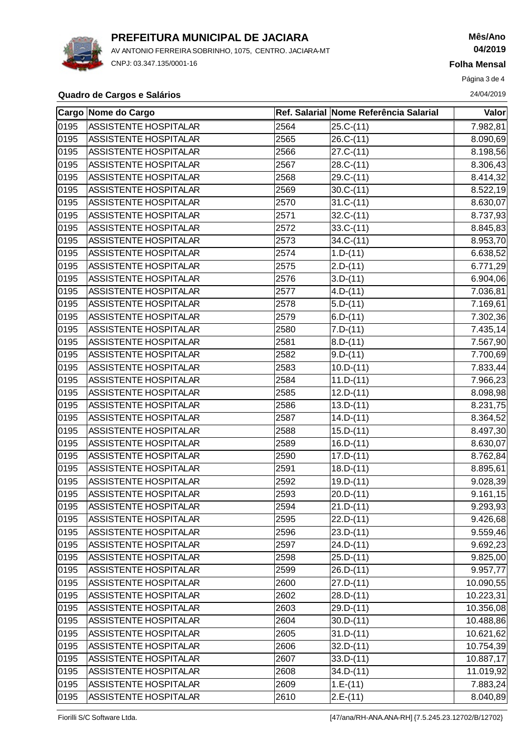# PREFEITURA MUNICIPAL DE JACIARA

AV ANTONIO FERREIRA SOBRINHO, 1075, CENTRO. JACIARA-MT

CNPJ: 03.347.135/0001-16

**Mês/Ano**
**04/2019**

**Folha Mensal**

24/04/2019

**Quadro de Cargos e Salários**

| Cargo | Nome do Cargo | Ref. Salarial | Nome Referência Salarial | Valor |
|---|---|---|---|---|
| 0195 | ASSISTENTE HOSPITALAR | 2564 | 25.C-(11) | 7.982,81 |
| 0195 | ASSISTENTE HOSPITALAR | 2565 | 26.C-(11) | 8.090,69 |
| 0195 | ASSISTENTE HOSPITALAR | 2566 | 27.C-(11) | 8.198,56 |
| 0195 | ASSISTENTE HOSPITALAR | 2567 | 28.C-(11) | 8.306,43 |
| 0195 | ASSISTENTE HOSPITALAR | 2568 | 29.C-(11) | 8.414,32 |
| 0195 | ASSISTENTE HOSPITALAR | 2569 | 30.C-(11) | 8.522,19 |
| 0195 | ASSISTENTE HOSPITALAR | 2570 | 31.C-(11) | 8.630,07 |
| 0195 | ASSISTENTE HOSPITALAR | 2571 | 32.C-(11) | 8.737,93 |
| 0195 | ASSISTENTE HOSPITALAR | 2572 | 33.C-(11) | 8.845,83 |
| 0195 | ASSISTENTE HOSPITALAR | 2573 | 34.C-(11) | 8.953,70 |
| 0195 | ASSISTENTE HOSPITALAR | 2574 | 1.D-(11) | 6.638,52 |
| 0195 | ASSISTENTE HOSPITALAR | 2575 | 2.D-(11) | 6.771,29 |
| 0195 | ASSISTENTE HOSPITALAR | 2576 | 3.D-(11) | 6.904,06 |
| 0195 | ASSISTENTE HOSPITALAR | 2577 | 4.D-(11) | 7.036,81 |
| 0195 | ASSISTENTE HOSPITALAR | 2578 | 5.D-(11) | 7.169,61 |
| 0195 | ASSISTENTE HOSPITALAR | 2579 | 6.D-(11) | 7.302,36 |
| 0195 | ASSISTENTE HOSPITALAR | 2580 | 7.D-(11) | 7.435,14 |
| 0195 | ASSISTENTE HOSPITALAR | 2581 | 8.D-(11) | 7.567,90 |
| 0195 | ASSISTENTE HOSPITALAR | 2582 | 9.D-(11) | 7.700,69 |
| 0195 | ASSISTENTE HOSPITALAR | 2583 | 10.D-(11) | 7.833,44 |
| 0195 | ASSISTENTE HOSPITALAR | 2584 | 11.D-(11) | 7.966,23 |
| 0195 | ASSISTENTE HOSPITALAR | 2585 | 12.D-(11) | 8.098,98 |
| 0195 | ASSISTENTE HOSPITALAR | 2586 | 13.D-(11) | 8.231,75 |
| 0195 | ASSISTENTE HOSPITALAR | 2587 | 14.D-(11) | 8.364,52 |
| 0195 | ASSISTENTE HOSPITALAR | 2588 | 15.D-(11) | 8.497,30 |
| 0195 | ASSISTENTE HOSPITALAR | 2589 | 16.D-(11) | 8.630,07 |
| 0195 | ASSISTENTE HOSPITALAR | 2590 | 17.D-(11) | 8.762,84 |
| 0195 | ASSISTENTE HOSPITALAR | 2591 | 18.D-(11) | 8.895,61 |
| 0195 | ASSISTENTE HOSPITALAR | 2592 | 19.D-(11) | 9.028,39 |
| 0195 | ASSISTENTE HOSPITALAR | 2593 | 20.D-(11) | 9.161,15 |
| 0195 | ASSISTENTE HOSPITALAR | 2594 | 21.D-(11) | 9.293,93 |
| 0195 | ASSISTENTE HOSPITALAR | 2595 | 22.D-(11) | 9.426,68 |
| 0195 | ASSISTENTE HOSPITALAR | 2596 | 23.D-(11) | 9.559,46 |
| 0195 | ASSISTENTE HOSPITALAR | 2597 | 24.D-(11) | 9.692,23 |
| 0195 | ASSISTENTE HOSPITALAR | 2598 | 25.D-(11) | 9.825,00 |
| 0195 | ASSISTENTE HOSPITALAR | 2599 | 26.D-(11) | 9.957,77 |
| 0195 | ASSISTENTE HOSPITALAR | 2600 | 27.D-(11) | 10.090,55 |
| 0195 | ASSISTENTE HOSPITALAR | 2602 | 28.D-(11) | 10.223,31 |
| 0195 | ASSISTENTE HOSPITALAR | 2603 | 29.D-(11) | 10.356,08 |
| 0195 | ASSISTENTE HOSPITALAR | 2604 | 30.D-(11) | 10.488,86 |
| 0195 | ASSISTENTE HOSPITALAR | 2605 | 31.D-(11) | 10.621,62 |
| 0195 | ASSISTENTE HOSPITALAR | 2606 | 32.D-(11) | 10.754,39 |
| 0195 | ASSISTENTE HOSPITALAR | 2607 | 33.D-(11) | 10.887,17 |
| 0195 | ASSISTENTE HOSPITALAR | 2608 | 34.D-(11) | 11.019,92 |
| 0195 | ASSISTENTE HOSPITALAR | 2609 | 1.E-(11) | 7.883,24 |
| 0195 | ASSISTENTE HOSPITALAR | 2610 | 2.E-(11) | 8.040,89 |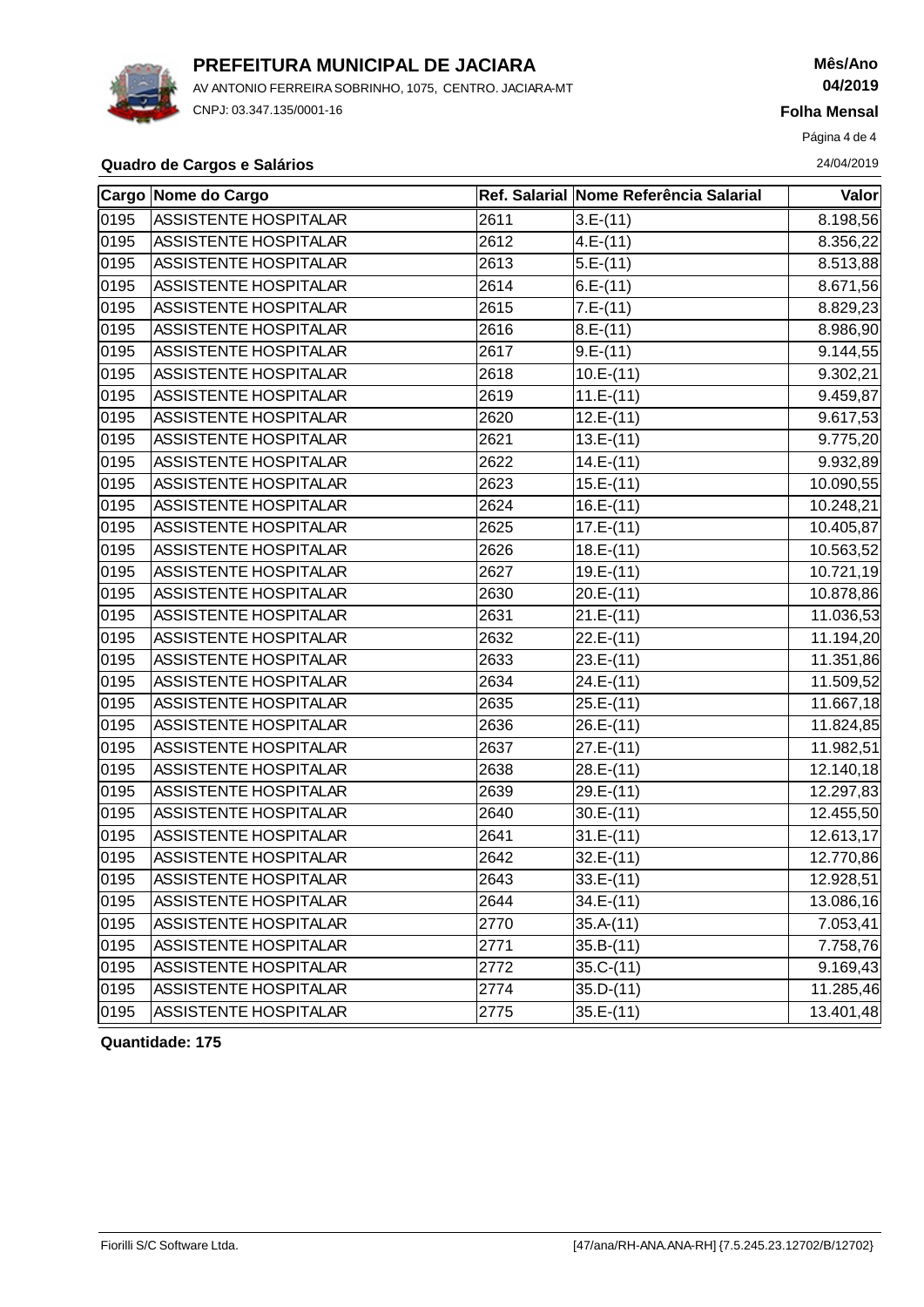# PREFEITURA MUNICIPAL DE JACIARA

AV ANTONIO FERREIRA SOBRINHO, 1075, CENTRO. JACIARA-MT

CNPJ: 03.347.135/0001-16

**Mês/Ano**
**04/2019**
**Folha Mensal**

24/04/2019

**Quadro de Cargos e Salários**

| Cargo | Nome do Cargo | Ref. Salarial | Nome Referência Salarial | Valor |
|---|---|---|---|---|
| 0195 | ASSISTENTE HOSPITALAR | 2611 | 3.E-(11) | 8.198,56 |
| 0195 | ASSISTENTE HOSPITALAR | 2612 | 4.E-(11) | 8.356,22 |
| 0195 | ASSISTENTE HOSPITALAR | 2613 | 5.E-(11) | 8.513,88 |
| 0195 | ASSISTENTE HOSPITALAR | 2614 | 6.E-(11) | 8.671,56 |
| 0195 | ASSISTENTE HOSPITALAR | 2615 | 7.E-(11) | 8.829,23 |
| 0195 | ASSISTENTE HOSPITALAR | 2616 | 8.E-(11) | 8.986,90 |
| 0195 | ASSISTENTE HOSPITALAR | 2617 | 9.E-(11) | 9.144,55 |
| 0195 | ASSISTENTE HOSPITALAR | 2618 | 10.E-(11) | 9.302,21 |
| 0195 | ASSISTENTE HOSPITALAR | 2619 | 11.E-(11) | 9.459,87 |
| 0195 | ASSISTENTE HOSPITALAR | 2620 | 12.E-(11) | 9.617,53 |
| 0195 | ASSISTENTE HOSPITALAR | 2621 | 13.E-(11) | 9.775,20 |
| 0195 | ASSISTENTE HOSPITALAR | 2622 | 14.E-(11) | 9.932,89 |
| 0195 | ASSISTENTE HOSPITALAR | 2623 | 15.E-(11) | 10.090,55 |
| 0195 | ASSISTENTE HOSPITALAR | 2624 | 16.E-(11) | 10.248,21 |
| 0195 | ASSISTENTE HOSPITALAR | 2625 | 17.E-(11) | 10.405,87 |
| 0195 | ASSISTENTE HOSPITALAR | 2626 | 18.E-(11) | 10.563,52 |
| 0195 | ASSISTENTE HOSPITALAR | 2627 | 19.E-(11) | 10.721,19 |
| 0195 | ASSISTENTE HOSPITALAR | 2630 | 20.E-(11) | 10.878,86 |
| 0195 | ASSISTENTE HOSPITALAR | 2631 | 21.E-(11) | 11.036,53 |
| 0195 | ASSISTENTE HOSPITALAR | 2632 | 22.E-(11) | 11.194,20 |
| 0195 | ASSISTENTE HOSPITALAR | 2633 | 23.E-(11) | 11.351,86 |
| 0195 | ASSISTENTE HOSPITALAR | 2634 | 24.E-(11) | 11.509,52 |
| 0195 | ASSISTENTE HOSPITALAR | 2635 | 25.E-(11) | 11.667,18 |
| 0195 | ASSISTENTE HOSPITALAR | 2636 | 26.E-(11) | 11.824,85 |
| 0195 | ASSISTENTE HOSPITALAR | 2637 | 27.E-(11) | 11.982,51 |
| 0195 | ASSISTENTE HOSPITALAR | 2638 | 28.E-(11) | 12.140,18 |
| 0195 | ASSISTENTE HOSPITALAR | 2639 | 29.E-(11) | 12.297,83 |
| 0195 | ASSISTENTE HOSPITALAR | 2640 | 30.E-(11) | 12.455,50 |
| 0195 | ASSISTENTE HOSPITALAR | 2641 | 31.E-(11) | 12.613,17 |
| 0195 | ASSISTENTE HOSPITALAR | 2642 | 32.E-(11) | 12.770,86 |
| 0195 | ASSISTENTE HOSPITALAR | 2643 | 33.E-(11) | 12.928,51 |
| 0195 | ASSISTENTE HOSPITALAR | 2644 | 34.E-(11) | 13.086,16 |
| 0195 | ASSISTENTE HOSPITALAR | 2770 | 35.A-(11) | 7.053,41 |
| 0195 | ASSISTENTE HOSPITALAR | 2771 | 35.B-(11) | 7.758,76 |
| 0195 | ASSISTENTE HOSPITALAR | 2772 | 35.C-(11) | 9.169,43 |
| 0195 | ASSISTENTE HOSPITALAR | 2774 | 35.D-(11) | 11.285,46 |
| 0195 | ASSISTENTE HOSPITALAR | 2775 | 35.E-(11) | 13.401,48 |

**Quantidade: 175**